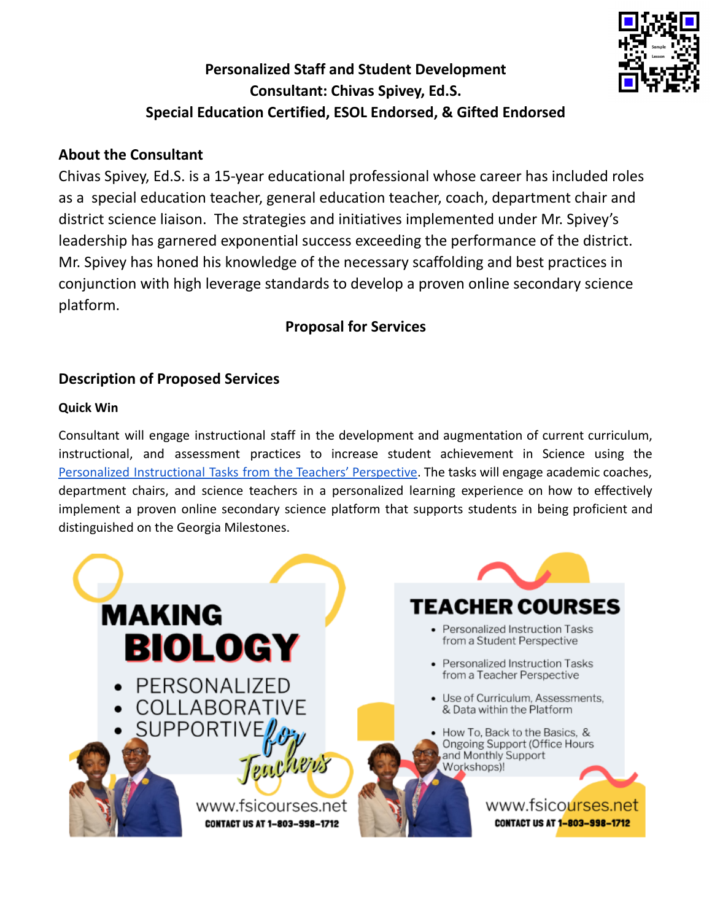**Personalized Staff and Student Development**
**Consultant: Chivas Spivey, Ed.S.**
**Special Education Certified, ESOL Endorsed, & Gifted Endorsed**

## About the Consultant

Chivas Spivey, Ed.S. is a 15-year educational professional whose career has included roles as a special education teacher, general education teacher, coach, department chair and district science liaison. The strategies and initiatives implemented under Mr. Spivey's leadership has garnered exponential success exceeding the performance of the district. Mr. Spivey has honed his knowledge of the necessary scaffolding and best practices in conjunction with high leverage standards to develop a proven online secondary science platform.

**Proposal for Services**

## Description of Proposed Services

### Quick Win

Consultant will engage instructional staff in the development and augmentation of current curriculum, instructional, and assessment practices to increase student achievement in Science using the Personalized Instructional Tasks from the Teachers' Perspective. The tasks will engage academic coaches, department chairs, and science teachers in a personalized learning experience on how to effectively implement a proven online secondary science platform that supports students in being proficient and distinguished on the Georgia Milestones.

**MAKING BIOLOGY**

- PERSONALIZED
- COLLABORATIVE
- SUPPORTIVE

*for Teachers*

www.fsicourses.net
CONTACT US AT 1-803-998-1712

**TEACHER COURSES**

- Personalized Instruction Tasks from a Student Perspective
- Personalized Instruction Tasks from a Teacher Perspective
- Use of Curriculum, Assessments, & Data within the Platform
- How To, Back to the Basics, & Ongoing Support (Office Hours and Monthly Support Workshops)!

www.fsicourses.net
CONTACT US AT 1-803-998-1712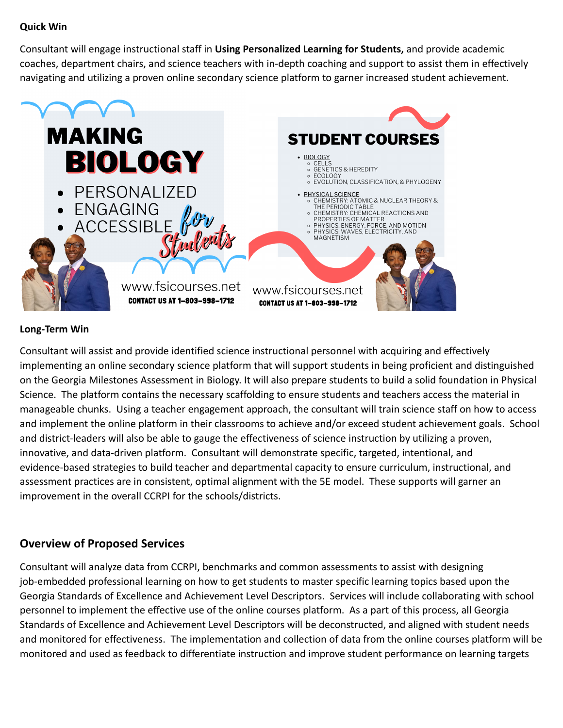**Quick Win**

Consultant will engage instructional staff in **Using Personalized Learning for Students,** and provide academic coaches, department chairs, and science teachers with in-depth coaching and support to assist them in effectively navigating and utilizing a proven online secondary science platform to garner increased student achievement.

**MAKING BIOLOGY**

- PERSONALIZED
- ENGAGING
- ACCESSIBLE

*for Students*

www.fsicourses.net
CONTACT US AT 1-803-998-1712

**STUDENT COURSES**

- BIOLOGY
  - CELLS
  - GENETICS & HEREDITY
  - ECOLOGY
  - EVOLUTION, CLASSIFICATION, & PHYLOGENY
- PHYSICAL SCIENCE
  - CHEMISTRY: ATOMIC & NUCLEAR THEORY & THE PERIODIC TABLE
  - CHEMISTRY: CHEMICAL REACTIONS AND PROPERTIES OF MATTER
  - PHYSICS: ENERGY, FORCE, AND MOTION
  - PHYSICS: WAVES, ELECTRICITY, AND MAGNETISM

www.fsicourses.net
CONTACT US AT 1-803-998-1712

**Long-Term Win**

Consultant will assist and provide identified science instructional personnel with acquiring and effectively implementing an online secondary science platform that will support students in being proficient and distinguished on the Georgia Milestones Assessment in Biology. It will also prepare students to build a solid foundation in Physical Science. The platform contains the necessary scaffolding to ensure students and teachers access the material in manageable chunks. Using a teacher engagement approach, the consultant will train science staff on how to access and implement the online platform in their classrooms to achieve and/or exceed student achievement goals. School and district-leaders will also be able to gauge the effectiveness of science instruction by utilizing a proven, innovative, and data-driven platform. Consultant will demonstrate specific, targeted, intentional, and evidence-based strategies to build teacher and departmental capacity to ensure curriculum, instructional, and assessment practices are in consistent, optimal alignment with the 5E model. These supports will garner an improvement in the overall CCRPI for the schools/districts.

## Overview of Proposed Services

Consultant will analyze data from CCRPI, benchmarks and common assessments to assist with designing job-embedded professional learning on how to get students to master specific learning topics based upon the Georgia Standards of Excellence and Achievement Level Descriptors. Services will include collaborating with school personnel to implement the effective use of the online courses platform. As a part of this process, all Georgia Standards of Excellence and Achievement Level Descriptors will be deconstructed, and aligned with student needs and monitored for effectiveness. The implementation and collection of data from the online courses platform will be monitored and used as feedback to differentiate instruction and improve student performance on learning targets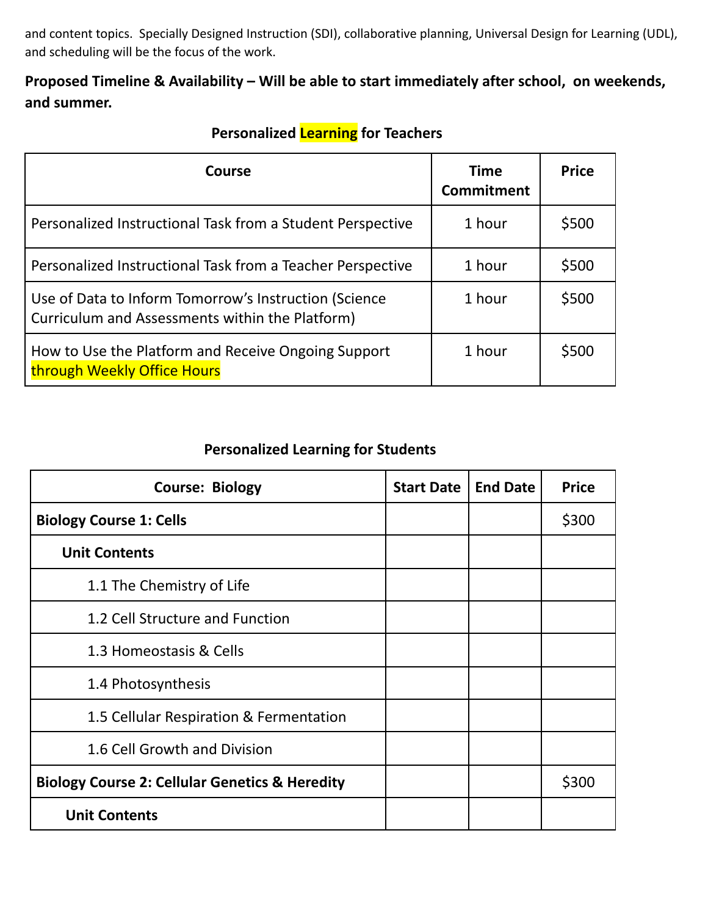and content topics. Specially Designed Instruction (SDI), collaborative planning, Universal Design for Learning (UDL), and scheduling will be the focus of the work.

**Proposed Timeline & Availability – Will be able to start immediately after school, on weekends, and summer.**

**Personalized Learning for Teachers**

| Course | Time Commitment | Price |
|---|---|---|
| Personalized Instructional Task from a Student Perspective | 1 hour | $500 |
| Personalized Instructional Task from a Teacher Perspective | 1 hour | $500 |
| Use of Data to Inform Tomorrow's Instruction (Science Curriculum and Assessments within the Platform) | 1 hour | $500 |
| How to Use the Platform and Receive Ongoing Support through Weekly Office Hours | 1 hour | $500 |

**Personalized Learning for Students**

| Course: Biology | Start Date | End Date | Price |
|---|---|---|---|
| **Biology Course 1: Cells** | | | $300 |
| **Unit Contents** | | | |
| 1.1 The Chemistry of Life | | | |
| 1.2 Cell Structure and Function | | | |
| 1.3 Homeostasis & Cells | | | |
| 1.4 Photosynthesis | | | |
| 1.5 Cellular Respiration & Fermentation | | | |
| 1.6 Cell Growth and Division | | | |
| **Biology Course 2: Cellular Genetics & Heredity** | | | $300 |
| **Unit Contents** | | | |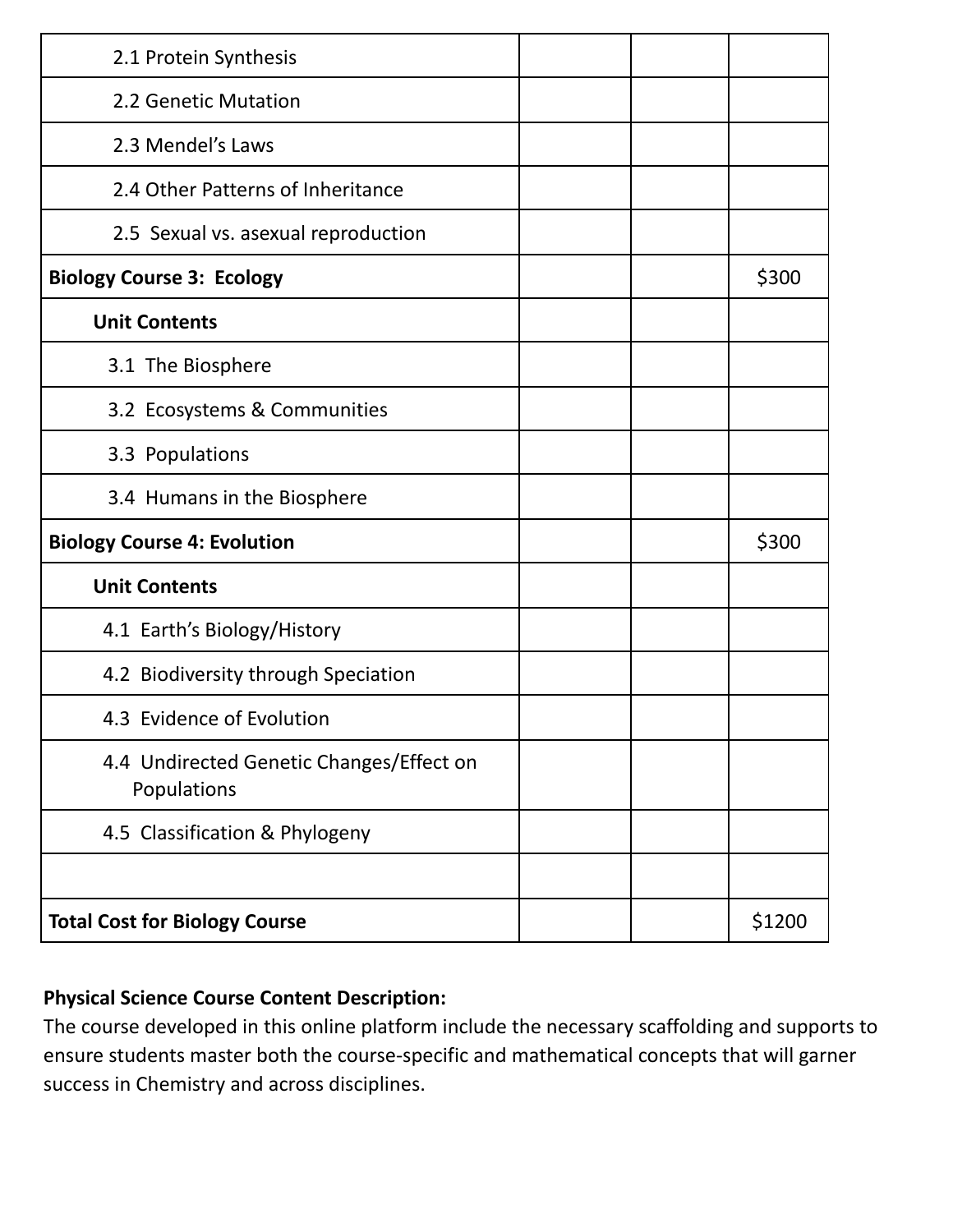| | | | |
|---|---|---|---|
| 2.1 Protein Synthesis | | | |
| 2.2 Genetic Mutation | | | |
| 2.3 Mendel's Laws | | | |
| 2.4 Other Patterns of Inheritance | | | |
| 2.5 Sexual vs. asexual reproduction | | | |
| **Biology Course 3: Ecology** | | | $300 |
| **Unit Contents** | | | |
| 3.1 The Biosphere | | | |
| 3.2 Ecosystems & Communities | | | |
| 3.3 Populations | | | |
| 3.4 Humans in the Biosphere | | | |
| **Biology Course 4: Evolution** | | | $300 |
| **Unit Contents** | | | |
| 4.1 Earth's Biology/History | | | |
| 4.2 Biodiversity through Speciation | | | |
| 4.3 Evidence of Evolution | | | |
| 4.4 Undirected Genetic Changes/Effect on Populations | | | |
| 4.5 Classification & Phylogeny | | | |
| | | | |
| **Total Cost for Biology Course** | | | $1200 |

**Physical Science Course Content Description:**
The course developed in this online platform include the necessary scaffolding and supports to ensure students master both the course-specific and mathematical concepts that will garner success in Chemistry and across disciplines.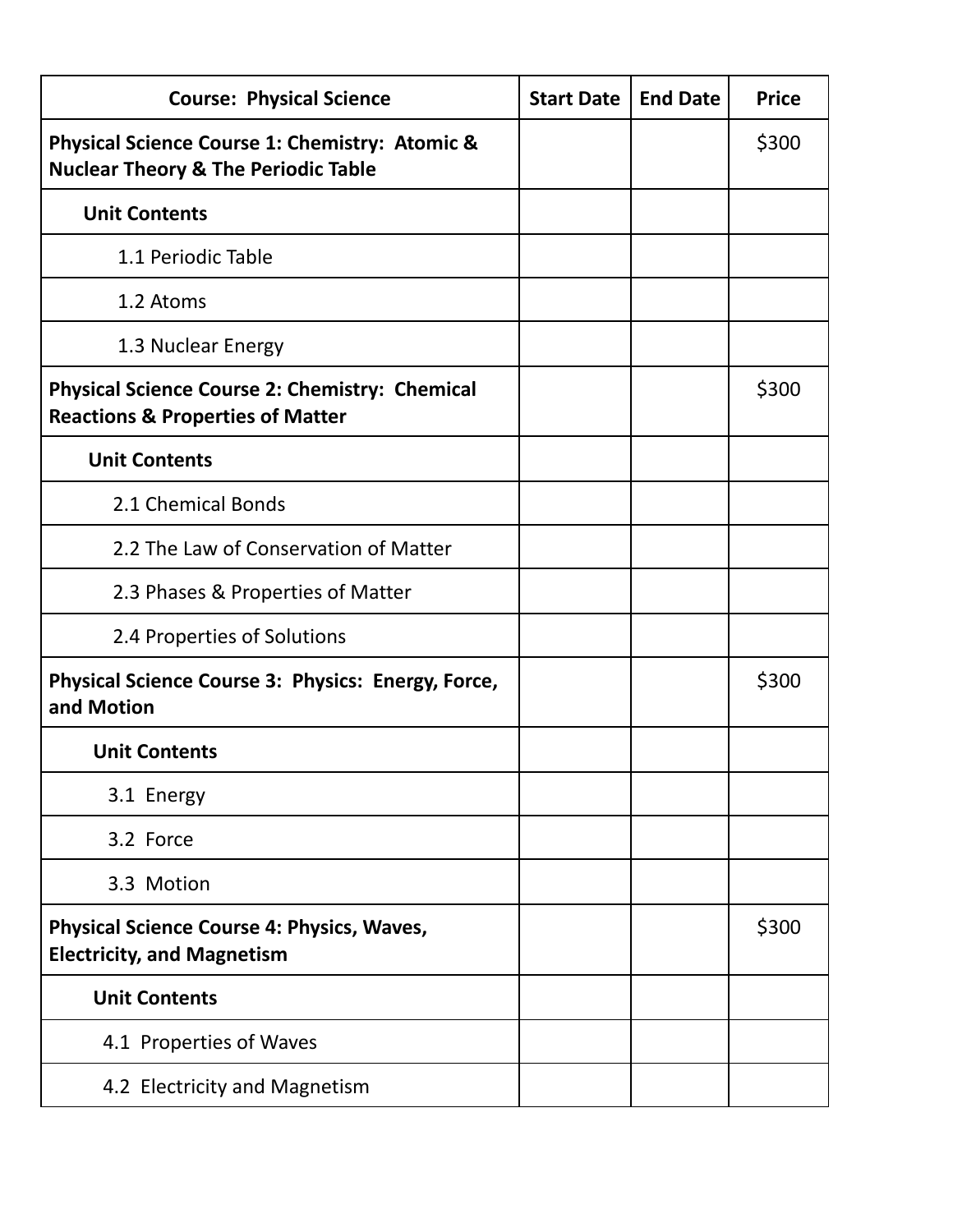| Course: Physical Science | Start Date | End Date | Price |
|---|---|---|---|
| **Physical Science Course 1: Chemistry: Atomic & Nuclear Theory & The Periodic Table** | | | $300 |
| **Unit Contents** | | | |
| 1.1 Periodic Table | | | |
| 1.2 Atoms | | | |
| 1.3 Nuclear Energy | | | |
| **Physical Science Course 2: Chemistry: Chemical Reactions & Properties of Matter** | | | $300 |
| **Unit Contents** | | | |
| 2.1 Chemical Bonds | | | |
| 2.2 The Law of Conservation of Matter | | | |
| 2.3 Phases & Properties of Matter | | | |
| 2.4 Properties of Solutions | | | |
| **Physical Science Course 3: Physics: Energy, Force, and Motion** | | | $300 |
| **Unit Contents** | | | |
| 3.1 Energy | | | |
| 3.2 Force | | | |
| 3.3 Motion | | | |
| **Physical Science Course 4: Physics, Waves, Electricity, and Magnetism** | | | $300 |
| **Unit Contents** | | | |
| 4.1 Properties of Waves | | | |
| 4.2 Electricity and Magnetism | | | |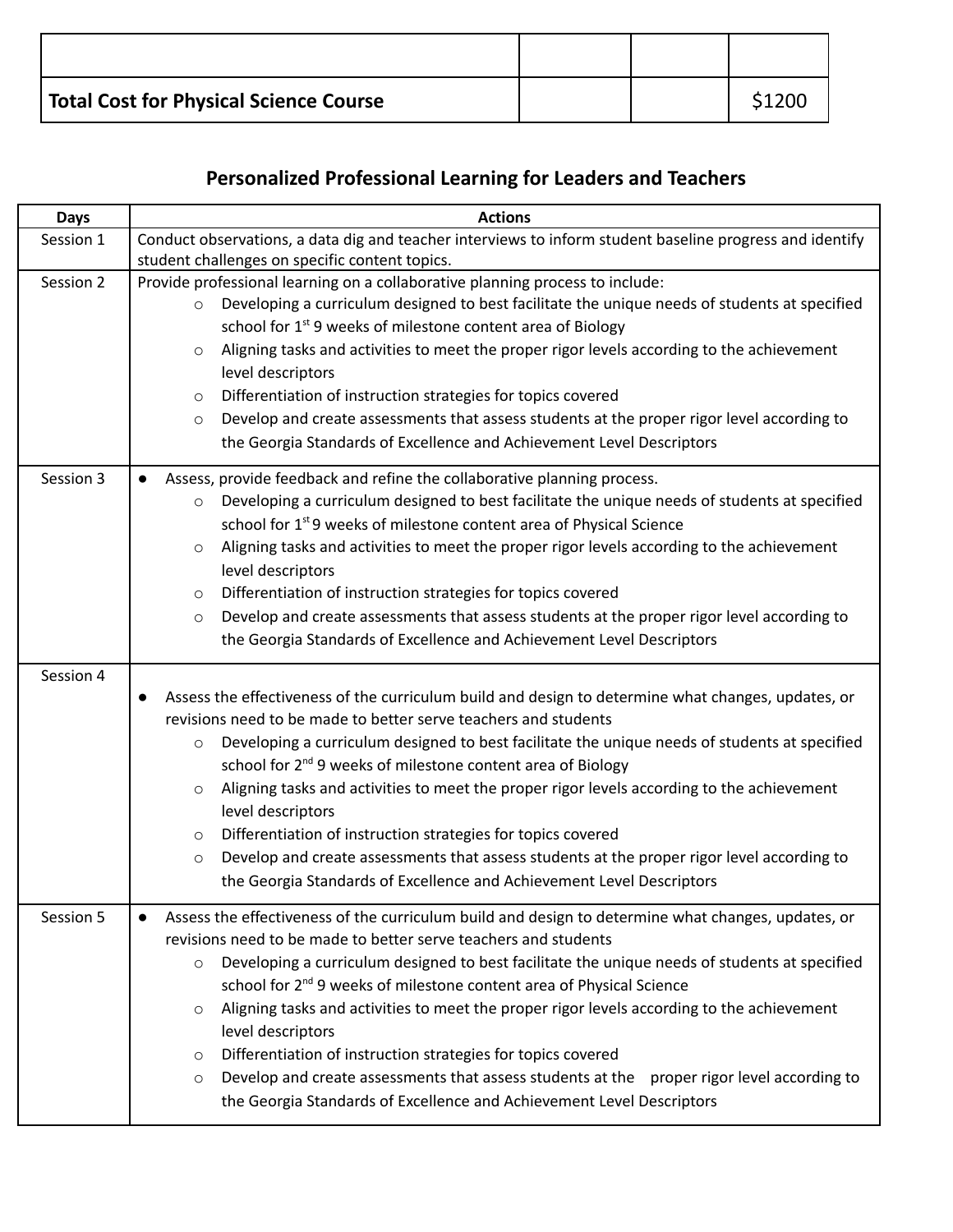| | | | |
|---|---|---|---|
| | | | |
| **Total Cost for Physical Science Course** | | | $1200 |

## Personalized Professional Learning for Leaders and Teachers

| Days | Actions |
|---|---|
| Session 1 | Conduct observations, a data dig and teacher interviews to inform student baseline progress and identify student challenges on specific content topics. |
| Session 2 | Provide professional learning on a collaborative planning process to include:<br>○ Developing a curriculum designed to best facilitate the unique needs of students at specified school for 1st 9 weeks of milestone content area of Biology<br>○ Aligning tasks and activities to meet the proper rigor levels according to the achievement level descriptors<br>○ Differentiation of instruction strategies for topics covered<br>○ Develop and create assessments that assess students at the proper rigor level according to the Georgia Standards of Excellence and Achievement Level Descriptors |
| Session 3 | ● Assess, provide feedback and refine the collaborative planning process.<br>○ Developing a curriculum designed to best facilitate the unique needs of students at specified school for 1st 9 weeks of milestone content area of Physical Science<br>○ Aligning tasks and activities to meet the proper rigor levels according to the achievement level descriptors<br>○ Differentiation of instruction strategies for topics covered<br>○ Develop and create assessments that assess students at the proper rigor level according to the Georgia Standards of Excellence and Achievement Level Descriptors |
| Session 4 | ● Assess the effectiveness of the curriculum build and design to determine what changes, updates, or revisions need to be made to better serve teachers and students<br>○ Developing a curriculum designed to best facilitate the unique needs of students at specified school for 2nd 9 weeks of milestone content area of Biology<br>○ Aligning tasks and activities to meet the proper rigor levels according to the achievement level descriptors<br>○ Differentiation of instruction strategies for topics covered<br>○ Develop and create assessments that assess students at the proper rigor level according to the Georgia Standards of Excellence and Achievement Level Descriptors |
| Session 5 | ● Assess the effectiveness of the curriculum build and design to determine what changes, updates, or revisions need to be made to better serve teachers and students<br>○ Developing a curriculum designed to best facilitate the unique needs of students at specified school for 2nd 9 weeks of milestone content area of Physical Science<br>○ Aligning tasks and activities to meet the proper rigor levels according to the achievement level descriptors<br>○ Differentiation of instruction strategies for topics covered<br>○ Develop and create assessments that assess students at the proper rigor level according to the Georgia Standards of Excellence and Achievement Level Descriptors |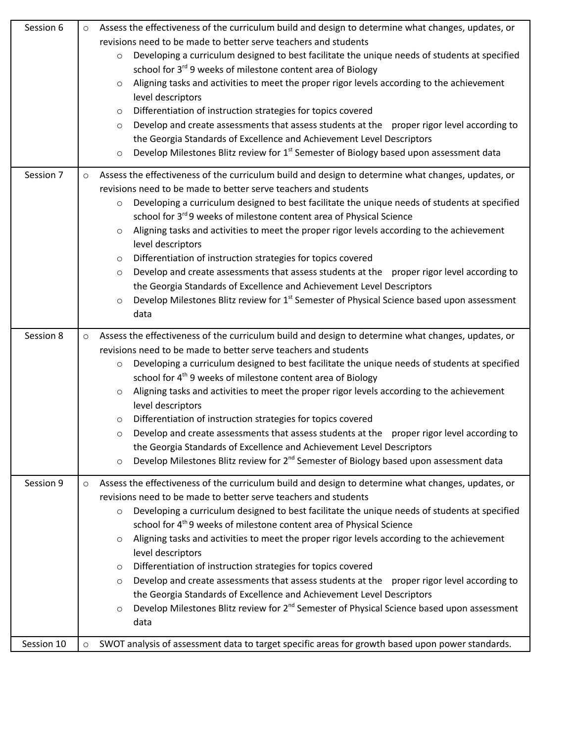| | |
|---|---|
| Session 6 | ○ Assess the effectiveness of the curriculum build and design to determine what changes, updates, or revisions need to be made to better serve teachers and students<br>○ Developing a curriculum designed to best facilitate the unique needs of students at specified school for 3rd 9 weeks of milestone content area of Biology<br>○ Aligning tasks and activities to meet the proper rigor levels according to the achievement level descriptors<br>○ Differentiation of instruction strategies for topics covered<br>○ Develop and create assessments that assess students at the proper rigor level according to the Georgia Standards of Excellence and Achievement Level Descriptors<br>○ Develop Milestones Blitz review for 1st Semester of Biology based upon assessment data |
| Session 7 | ○ Assess the effectiveness of the curriculum build and design to determine what changes, updates, or revisions need to be made to better serve teachers and students<br>○ Developing a curriculum designed to best facilitate the unique needs of students at specified school for 3rd 9 weeks of milestone content area of Physical Science<br>○ Aligning tasks and activities to meet the proper rigor levels according to the achievement level descriptors<br>○ Differentiation of instruction strategies for topics covered<br>○ Develop and create assessments that assess students at the proper rigor level according to the Georgia Standards of Excellence and Achievement Level Descriptors<br>○ Develop Milestones Blitz review for 1st Semester of Physical Science based upon assessment data |
| Session 8 | ○ Assess the effectiveness of the curriculum build and design to determine what changes, updates, or revisions need to be made to better serve teachers and students<br>○ Developing a curriculum designed to best facilitate the unique needs of students at specified school for 4th 9 weeks of milestone content area of Biology<br>○ Aligning tasks and activities to meet the proper rigor levels according to the achievement level descriptors<br>○ Differentiation of instruction strategies for topics covered<br>○ Develop and create assessments that assess students at the proper rigor level according to the Georgia Standards of Excellence and Achievement Level Descriptors<br>○ Develop Milestones Blitz review for 2nd Semester of Biology based upon assessment data |
| Session 9 | ○ Assess the effectiveness of the curriculum build and design to determine what changes, updates, or revisions need to be made to better serve teachers and students<br>○ Developing a curriculum designed to best facilitate the unique needs of students at specified school for 4th 9 weeks of milestone content area of Physical Science<br>○ Aligning tasks and activities to meet the proper rigor levels according to the achievement level descriptors<br>○ Differentiation of instruction strategies for topics covered<br>○ Develop and create assessments that assess students at the proper rigor level according to the Georgia Standards of Excellence and Achievement Level Descriptors<br>○ Develop Milestones Blitz review for 2nd Semester of Physical Science based upon assessment data |
| Session 10 | ○ SWOT analysis of assessment data to target specific areas for growth based upon power standards. |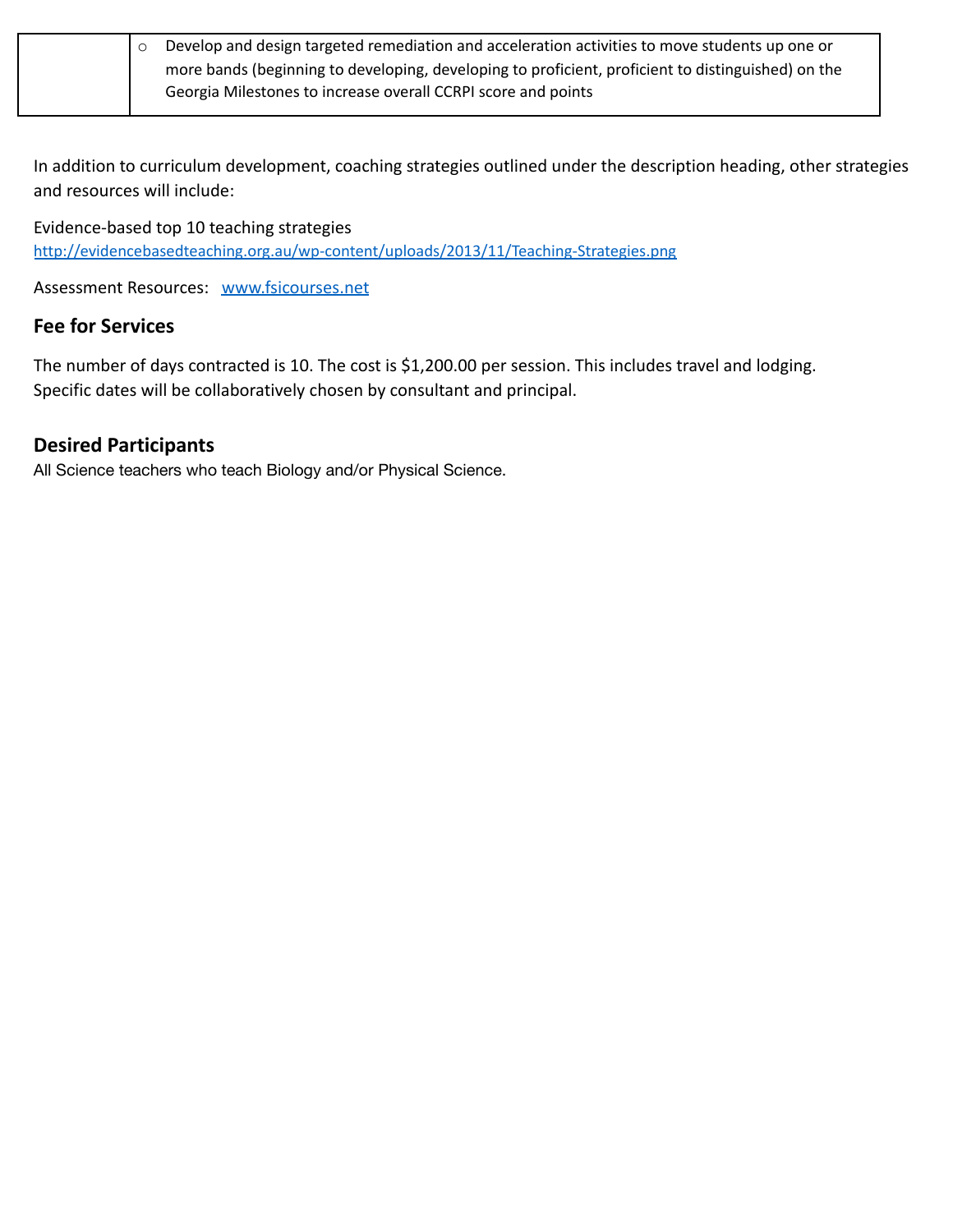| | |
|---|---|
| | ○ Develop and design targeted remediation and acceleration activities to move students up one or more bands (beginning to developing, developing to proficient, proficient to distinguished) on the Georgia Milestones to increase overall CCRPI score and points |

In addition to curriculum development, coaching strategies outlined under the description heading, other strategies and resources will include:

Evidence-based top 10 teaching strategies
http://evidencebasedteaching.org.au/wp-content/uploads/2013/11/Teaching-Strategies.png

Assessment Resources: www.fsicourses.net

## Fee for Services

The number of days contracted is 10. The cost is $1,200.00 per session. This includes travel and lodging. Specific dates will be collaboratively chosen by consultant and principal.

## Desired Participants

All Science teachers who teach Biology and/or Physical Science.